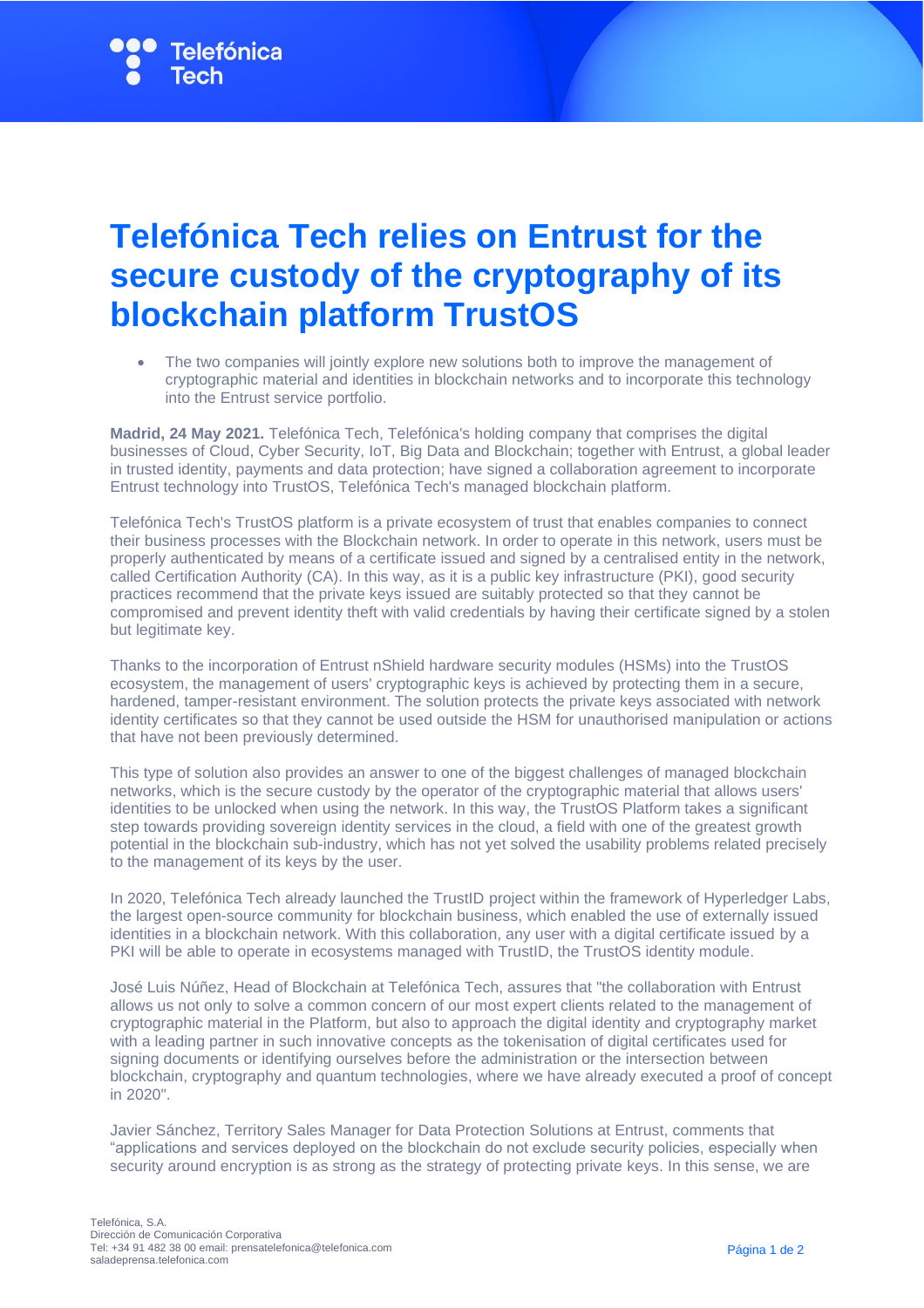# Telefónica Tech relies on Entrust for the secure custody of the cryptography of its blockchain platform TrustOS

- The two companies will jointly explore new solutions both to improve the management of cryptographic material and identities in blockchain networks and to incorporate this technology into the Entrust service portfolio.

**Madrid, 24 May 2021.** Telefónica Tech, Telefónica's holding company that comprises the digital businesses of Cloud, Cyber Security, IoT, Big Data and Blockchain; together with Entrust, a global leader in trusted identity, payments and data protection; have signed a collaboration agreement to incorporate Entrust technology into TrustOS, Telefónica Tech's managed blockchain platform.

Telefónica Tech's TrustOS platform is a private ecosystem of trust that enables companies to connect their business processes with the Blockchain network. In order to operate in this network, users must be properly authenticated by means of a certificate issued and signed by a centralised entity in the network, called Certification Authority (CA). In this way, as it is a public key infrastructure (PKI), good security practices recommend that the private keys issued are suitably protected so that they cannot be compromised and prevent identity theft with valid credentials by having their certificate signed by a stolen but legitimate key.

Thanks to the incorporation of Entrust nShield hardware security modules (HSMs) into the TrustOS ecosystem, the management of users' cryptographic keys is achieved by protecting them in a secure, hardened, tamper-resistant environment. The solution protects the private keys associated with network identity certificates so that they cannot be used outside the HSM for unauthorised manipulation or actions that have not been previously determined.

This type of solution also provides an answer to one of the biggest challenges of managed blockchain networks, which is the secure custody by the operator of the cryptographic material that allows users' identities to be unlocked when using the network. In this way, the TrustOS Platform takes a significant step towards providing sovereign identity services in the cloud, a field with one of the greatest growth potential in the blockchain sub-industry, which has not yet solved the usability problems related precisely to the management of its keys by the user.

In 2020, Telefónica Tech already launched the TrustID project within the framework of Hyperledger Labs, the largest open-source community for blockchain business, which enabled the use of externally issued identities in a blockchain network. With this collaboration, any user with a digital certificate issued by a PKI will be able to operate in ecosystems managed with TrustID, the TrustOS identity module.

José Luis Núñez, Head of Blockchain at Telefónica Tech, assures that "the collaboration with Entrust allows us not only to solve a common concern of our most expert clients related to the management of cryptographic material in the Platform, but also to approach the digital identity and cryptography market with a leading partner in such innovative concepts as the tokenisation of digital certificates used for signing documents or identifying ourselves before the administration or the intersection between blockchain, cryptography and quantum technologies, where we have already executed a proof of concept in 2020".

Javier Sánchez, Territory Sales Manager for Data Protection Solutions at Entrust, comments that "applications and services deployed on the blockchain do not exclude security policies, especially when security around encryption is as strong as the strategy of protecting private keys. In this sense, we are

Telefónica, S.A.
Dirección de Comunicación Corporativa
Tel: +34 91 482 38 00 email: prensatelefonica@telefonica.com
saladeprensa.telefonica.com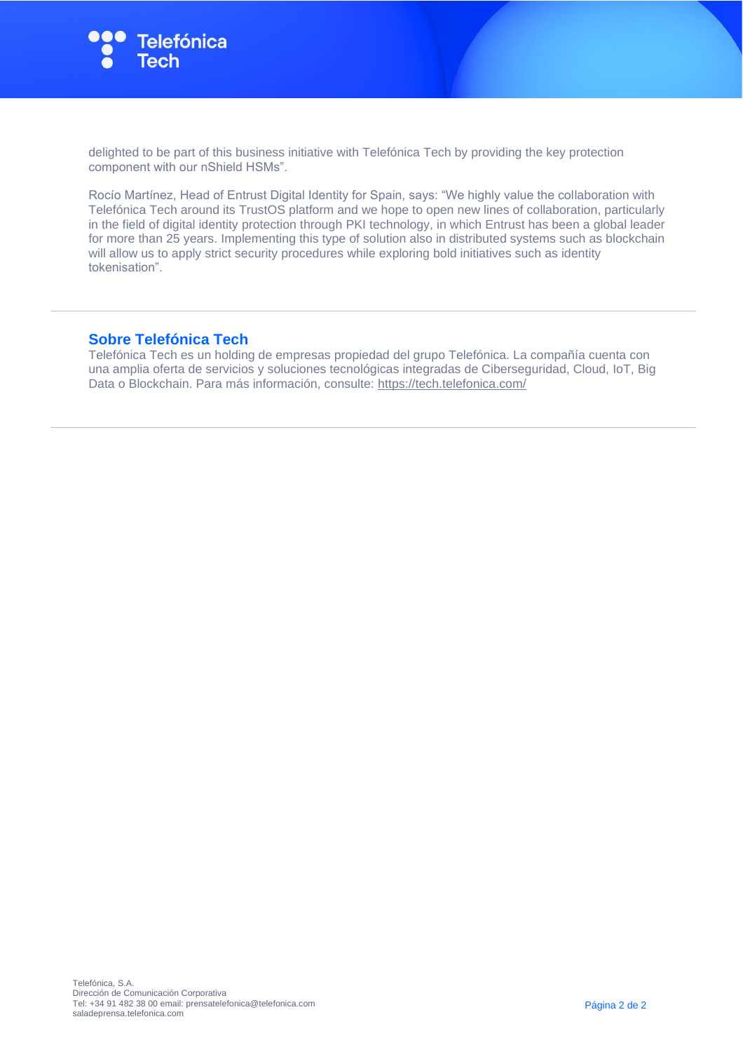delighted to be part of this business initiative with Telefónica Tech by providing the key protection component with our nShield HSMs".

Rocío Martínez, Head of Entrust Digital Identity for Spain, says: "We highly value the collaboration with Telefónica Tech around its TrustOS platform and we hope to open new lines of collaboration, particularly in the field of digital identity protection through PKI technology, in which Entrust has been a global leader for more than 25 years. Implementing this type of solution also in distributed systems such as blockchain will allow us to apply strict security procedures while exploring bold initiatives such as identity tokenisation".

---

## Sobre Telefónica Tech

Telefónica Tech es un holding de empresas propiedad del grupo Telefónica. La compañía cuenta con una amplia oferta de servicios y soluciones tecnológicas integradas de Ciberseguridad, Cloud, IoT, Big Data o Blockchain. Para más información, consulte: https://tech.telefonica.com/

---

Telefónica, S.A.
Dirección de Comunicación Corporativa
Tel: +34 91 482 38 00 email: prensatelefonica@telefonica.com
saladeprensa.telefonica.com